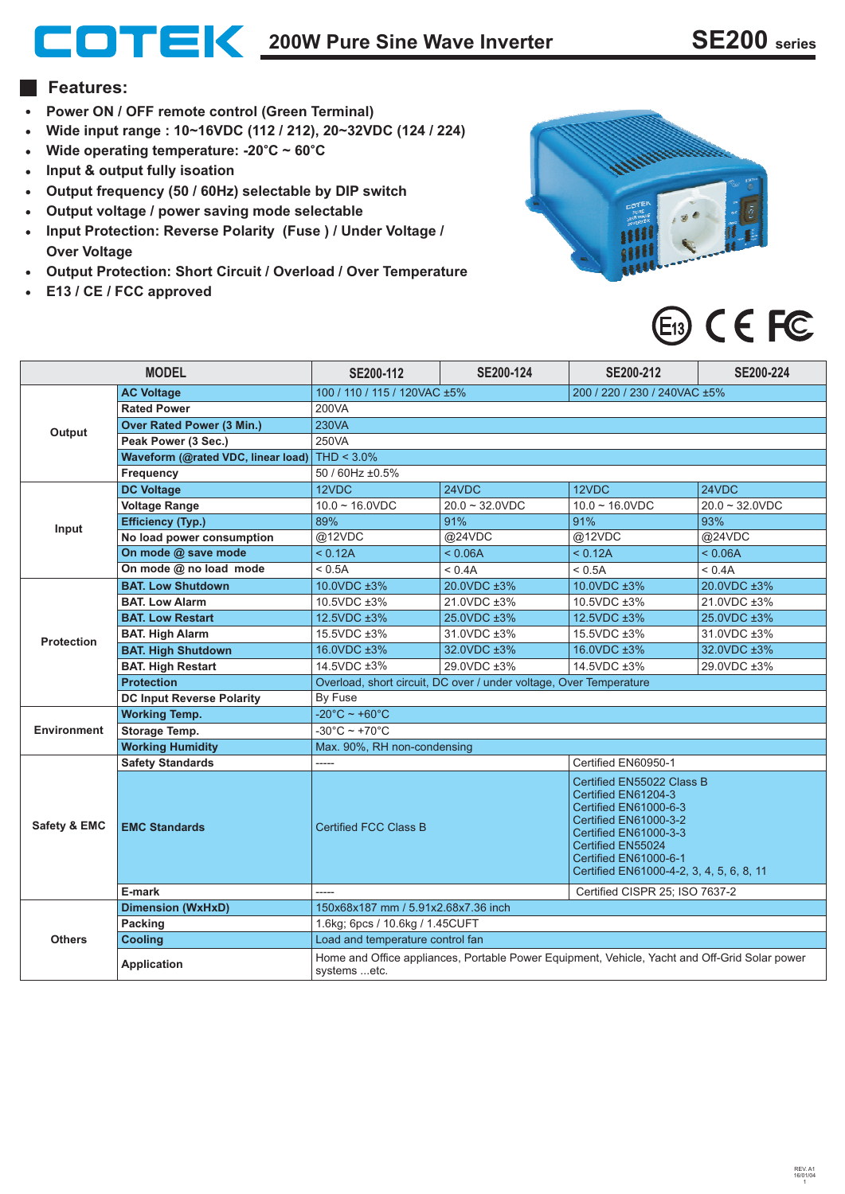# COTEK 200W Pure Sine Wave Inverter SE200 series

## Features:

- Power ON / OFF remote control (Green Terminal)
- Wide input range : 10~16VDC (112 / 212), 20~32VDC (124 / 224)
- Wide operating temperature: -20°C ~ 60°C
- Input & output fully isoation
- Output frequency (50 / 60Hz) selectable by DIP switch
- Output voltage / power saving mode selectable
- Input Protection: Reverse Polarity (Fuse ) / Under Voltage / Over Voltage
- Output Protection: Short Circuit / Overload / Over Temperature
- E13 / CE / FCC approved

| MODEL | | SE200-112 | SE200-124 | SE200-212 | SE200-224 |
|---|---|---|---|---|---|
| Output | AC Voltage | 100 / 110 / 115 / 120VAC ±5% | | 200 / 220 / 230 / 240VAC ±5% | |
| | Rated Power | 200VA | | | |
| | Over Rated Power (3 Min.) | 230VA | | | |
| | Peak Power (3 Sec.) | 250VA | | | |
| | Waveform (@rated VDC, linear load) | THD < 3.0% | | | |
| | Frequency | 50 / 60Hz ±0.5% | | | |
| Input | DC Voltage | 12VDC | 24VDC | 12VDC | 24VDC |
| | Voltage Range | 10.0 ~ 16.0VDC | 20.0 ~ 32.0VDC | 10.0 ~ 16.0VDC | 20.0 ~ 32.0VDC |
| | Efficiency (Typ.) | 89% | 91% | 91% | 93% |
| | No load power consumption | @12VDC | @24VDC | @12VDC | @24VDC |
| | On mode @ save mode | < 0.12A | < 0.06A | < 0.12A | < 0.06A |
| | On mode @ no load mode | < 0.5A | < 0.4A | < 0.5A | < 0.4A |
| Protection | BAT. Low Shutdown | 10.0VDC ±3% | 20.0VDC ±3% | 10.0VDC ±3% | 20.0VDC ±3% |
| | BAT. Low Alarm | 10.5VDC ±3% | 21.0VDC ±3% | 10.5VDC ±3% | 21.0VDC ±3% |
| | BAT. Low Restart | 12.5VDC ±3% | 25.0VDC ±3% | 12.5VDC ±3% | 25.0VDC ±3% |
| | BAT. High Alarm | 15.5VDC ±3% | 31.0VDC ±3% | 15.5VDC ±3% | 31.0VDC ±3% |
| | BAT. High Shutdown | 16.0VDC ±3% | 32.0VDC ±3% | 16.0VDC ±3% | 32.0VDC ±3% |
| | BAT. High Restart | 14.5VDC ±3% | 29.0VDC ±3% | 14.5VDC ±3% | 29.0VDC ±3% |
| | Protection | Overload, short circuit, DC over / under voltage, Over Temperature | | | |
| | DC Input Reverse Polarity | By Fuse | | | |
| Environment | Working Temp. | -20°C ~ +60°C | | | |
| | Storage Temp. | -30°C ~ +70°C | | | |
| | Working Humidity | Max. 90%, RH non-condensing | | | |
| Safety & EMC | Safety Standards | ----- | | Certified EN60950-1 | |
| | EMC Standards | Certified FCC Class B | | Certified EN55022 Class B<br>Certified EN61204-3<br>Certified EN61000-6-3<br>Certified EN61000-3-2<br>Certified EN61000-3-3<br>Certified EN55024<br>Certified EN61000-6-1<br>Certified EN61000-4-2, 3, 4, 5, 6, 8, 11 | |
| | E-mark | ----- | | Certified CISPR 25; ISO 7637-2 | |
| Others | Dimension (WxHxD) | 150x68x187 mm / 5.91x2.68x7.36 inch | | | |
| | Packing | 1.6kg; 6pcs / 10.6kg / 1.45CUFT | | | |
| | Cooling | Load and temperature control fan | | | |
| | Application | Home and Office appliances, Portable Power Equipment, Vehicle, Yacht and Off-Grid Solar power systems ...etc. | | | |

REV. A1
16/01/04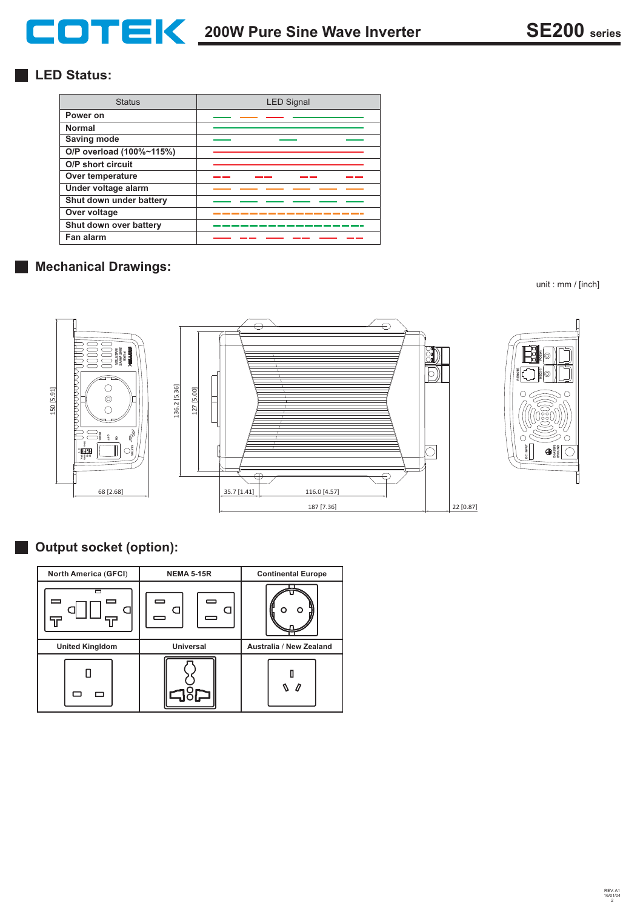# COTEK 200W Pure Sine Wave Inverter SE200 series

## LED Status:

| Status | LED Signal |
|---|---|
| Power on | |
| Normal | |
| Saving mode | |
| O/P overload (100%~115%) | |
| O/P short circuit | |
| Over temperature | |
| Under voltage alarm | |
| Shut down under battery | |
| Over voltage | |
| Shut down over battery | |
| Fan alarm | |

## Mechanical Drawings:

unit : mm / [inch]

150 [5.91]
68 [2.68]
136.2 [5.36]
127 [5.00]
35.7 [1.41]
116.0 [4.57]
187 [7.36]
22 [0.87]

## Output socket (option):

| North America (GFCI) | NEMA 5-15R | Continental Europe |
|---|---|---|
| United Kingdom | Universal | Australia / New Zealand |

REV. A1
16/01/04